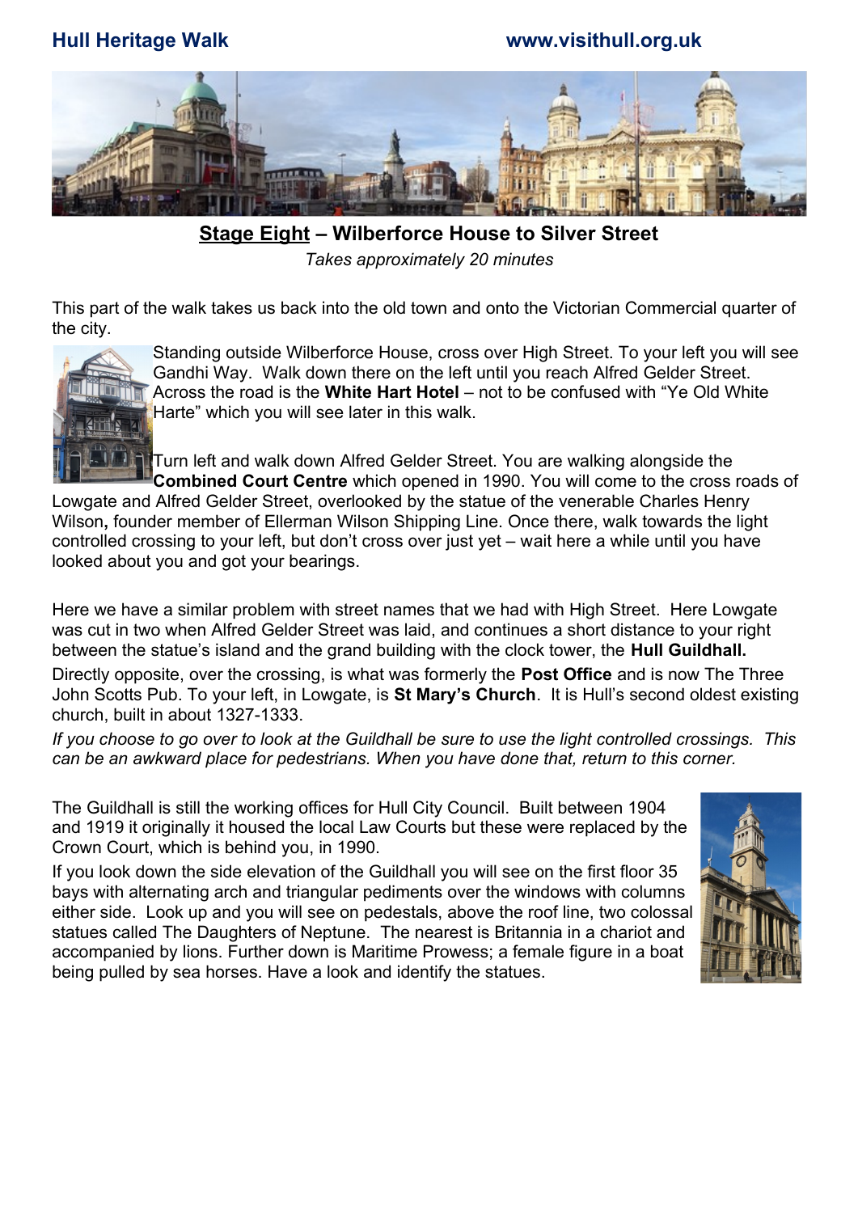Hull Heritage Walk www.visithull.org.uk

## Stage Eight – Wilberforce House to Silver Street

*Takes approximately 20 minutes*

This part of the walk takes us back into the old town and onto the Victorian Commercial quarter of the city.

Standing outside Wilberforce House, cross over High Street. To your left you will see Gandhi Way. Walk down there on the left until you reach Alfred Gelder Street. Across the road is the **White Hart Hotel** – not to be confused with "Ye Old White Harte" which you will see later in this walk.

Turn left and walk down Alfred Gelder Street. You are walking alongside the **Combined Court Centre** which opened in 1990. You will come to the cross roads of Lowgate and Alfred Gelder Street, overlooked by the statue of the venerable Charles Henry Wilson**,** founder member of Ellerman Wilson Shipping Line. Once there, walk towards the light controlled crossing to your left, but don't cross over just yet – wait here a while until you have looked about you and got your bearings.

Here we have a similar problem with street names that we had with High Street. Here Lowgate was cut in two when Alfred Gelder Street was laid, and continues a short distance to your right between the statue's island and the grand building with the clock tower, the **Hull Guildhall.**

Directly opposite, over the crossing, is what was formerly the **Post Office** and is now The Three John Scotts Pub. To your left, in Lowgate, is **St Mary's Church**. It is Hull's second oldest existing church, built in about 1327-1333.

*If you choose to go over to look at the Guildhall be sure to use the light controlled crossings. This can be an awkward place for pedestrians. When you have done that, return to this corner.*

The Guildhall is still the working offices for Hull City Council. Built between 1904 and 1919 it originally it housed the local Law Courts but these were replaced by the Crown Court, which is behind you, in 1990.

If you look down the side elevation of the Guildhall you will see on the first floor 35 bays with alternating arch and triangular pediments over the windows with columns either side. Look up and you will see on pedestals, above the roof line, two colossal statues called The Daughters of Neptune. The nearest is Britannia in a chariot and accompanied by lions. Further down is Maritime Prowess; a female figure in a boat being pulled by sea horses. Have a look and identify the statues.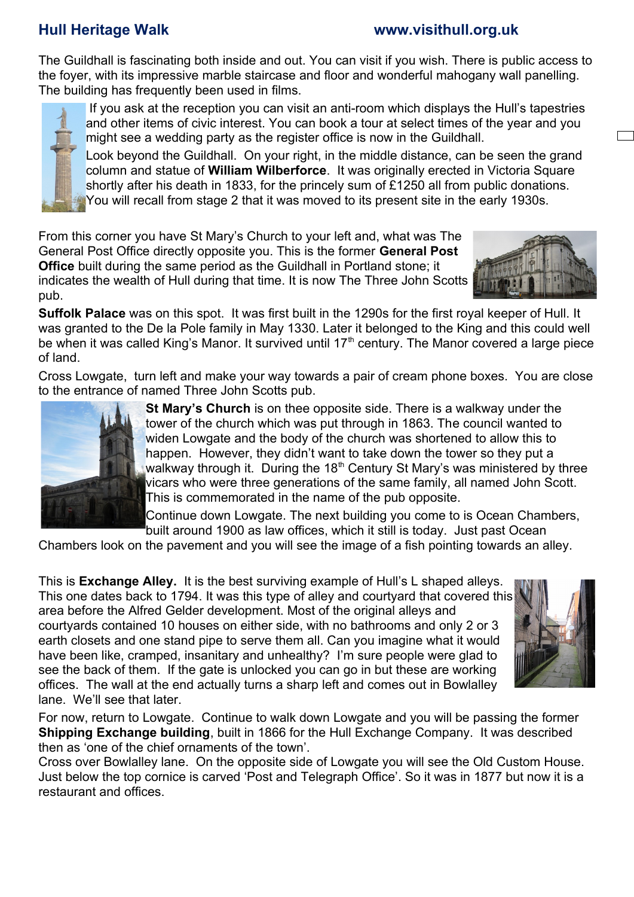The Guildhall is fascinating both inside and out. You can visit if you wish. There is public access to the foyer, with its impressive marble staircase and floor and wonderful mahogany wall panelling. The building has frequently been used in films.

If you ask at the reception you can visit an anti-room which displays the Hull's tapestries and other items of civic interest. You can book a tour at select times of the year and you might see a wedding party as the register office is now in the Guildhall.

Look beyond the Guildhall. On your right, in the middle distance, can be seen the grand column and statue of **William Wilberforce**. It was originally erected in Victoria Square shortly after his death in 1833, for the princely sum of £1250 all from public donations. You will recall from stage 2 that it was moved to its present site in the early 1930s.

From this corner you have St Mary's Church to your left and, what was The General Post Office directly opposite you. This is the former **General Post Office** built during the same period as the Guildhall in Portland stone; it indicates the wealth of Hull during that time. It is now The Three John Scotts pub.

**Suffolk Palace** was on this spot. It was first built in the 1290s for the first royal keeper of Hull. It was granted to the De la Pole family in May 1330. Later it belonged to the King and this could well be when it was called King's Manor. It survived until 17th century. The Manor covered a large piece of land.

Cross Lowgate, turn left and make your way towards a pair of cream phone boxes. You are close to the entrance of named Three John Scotts pub.

**St Mary's Church** is on thee opposite side. There is a walkway under the tower of the church which was put through in 1863. The council wanted to widen Lowgate and the body of the church was shortened to allow this to happen. However, they didn't want to take down the tower so they put a walkway through it. During the 18th Century St Mary's was ministered by three vicars who were three generations of the same family, all named John Scott. This is commemorated in the name of the pub opposite.

Continue down Lowgate. The next building you come to is Ocean Chambers, built around 1900 as law offices, which it still is today. Just past Ocean Chambers look on the pavement and you will see the image of a fish pointing towards an alley.

This is **Exchange Alley.** It is the best surviving example of Hull's L shaped alleys. This one dates back to 1794. It was this type of alley and courtyard that covered this area before the Alfred Gelder development. Most of the original alleys and courtyards contained 10 houses on either side, with no bathrooms and only 2 or 3 earth closets and one stand pipe to serve them all. Can you imagine what it would have been like, cramped, insanitary and unhealthy? I'm sure people were glad to see the back of them. If the gate is unlocked you can go in but these are working offices. The wall at the end actually turns a sharp left and comes out in Bowlalley lane. We'll see that later.

For now, return to Lowgate. Continue to walk down Lowgate and you will be passing the former **Shipping Exchange building**, built in 1866 for the Hull Exchange Company. It was described then as 'one of the chief ornaments of the town'.

Cross over Bowlalley lane. On the opposite side of Lowgate you will see the Old Custom House. Just below the top cornice is carved 'Post and Telegraph Office'. So it was in 1877 but now it is a restaurant and offices.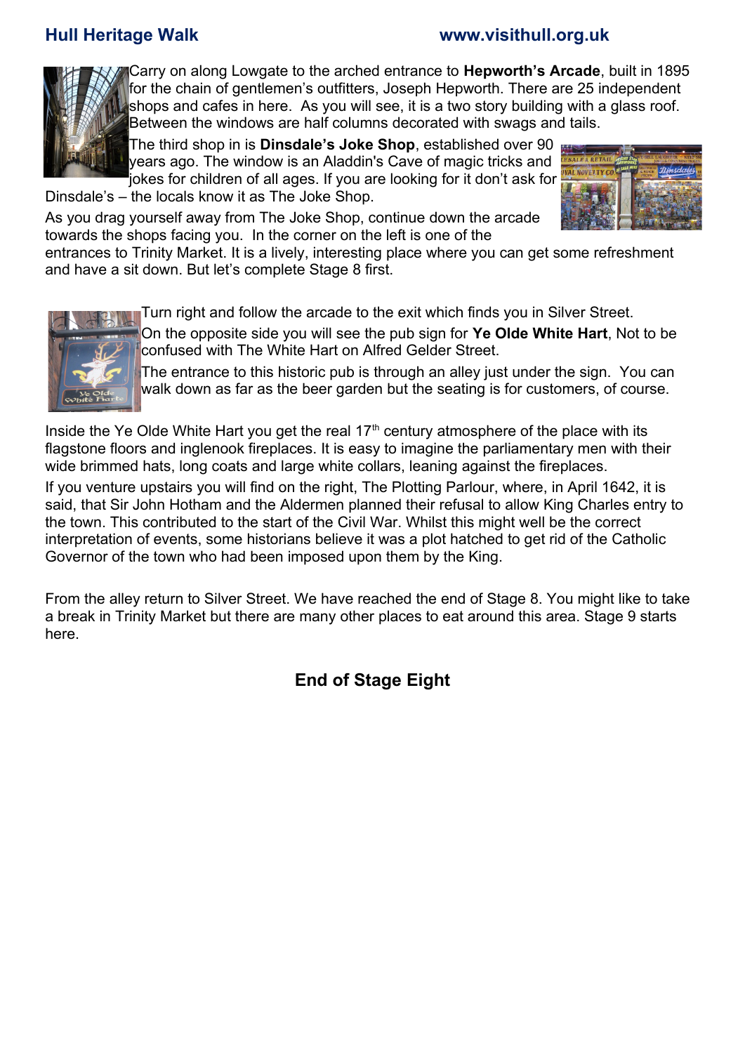Carry on along Lowgate to the arched entrance to **Hepworth's Arcade**, built in 1895 for the chain of gentlemen's outfitters, Joseph Hepworth. There are 25 independent shops and cafes in here. As you will see, it is a two story building with a glass roof. Between the windows are half columns decorated with swags and tails.

The third shop in is **Dinsdale's Joke Shop**, established over 90 years ago. The window is an Aladdin's Cave of magic tricks and jokes for children of all ages. If you are looking for it don't ask for Dinsdale's – the locals know it as The Joke Shop.

As you drag yourself away from The Joke Shop, continue down the arcade towards the shops facing you. In the corner on the left is one of the entrances to Trinity Market. It is a lively, interesting place where you can get some refreshment and have a sit down. But let's complete Stage 8 first.

Turn right and follow the arcade to the exit which finds you in Silver Street.

On the opposite side you will see the pub sign for **Ye Olde White Hart**, Not to be confused with The White Hart on Alfred Gelder Street.

The entrance to this historic pub is through an alley just under the sign. You can walk down as far as the beer garden but the seating is for customers, of course.

Inside the Ye Olde White Hart you get the real 17th century atmosphere of the place with its flagstone floors and inglenook fireplaces. It is easy to imagine the parliamentary men with their wide brimmed hats, long coats and large white collars, leaning against the fireplaces.

If you venture upstairs you will find on the right, The Plotting Parlour, where, in April 1642, it is said, that Sir John Hotham and the Aldermen planned their refusal to allow King Charles entry to the town. This contributed to the start of the Civil War. Whilst this might well be the correct interpretation of events, some historians believe it was a plot hatched to get rid of the Catholic Governor of the town who had been imposed upon them by the King.

From the alley return to Silver Street. We have reached the end of Stage 8. You might like to take a break in Trinity Market but there are many other places to eat around this area. Stage 9 starts here.

## End of Stage Eight